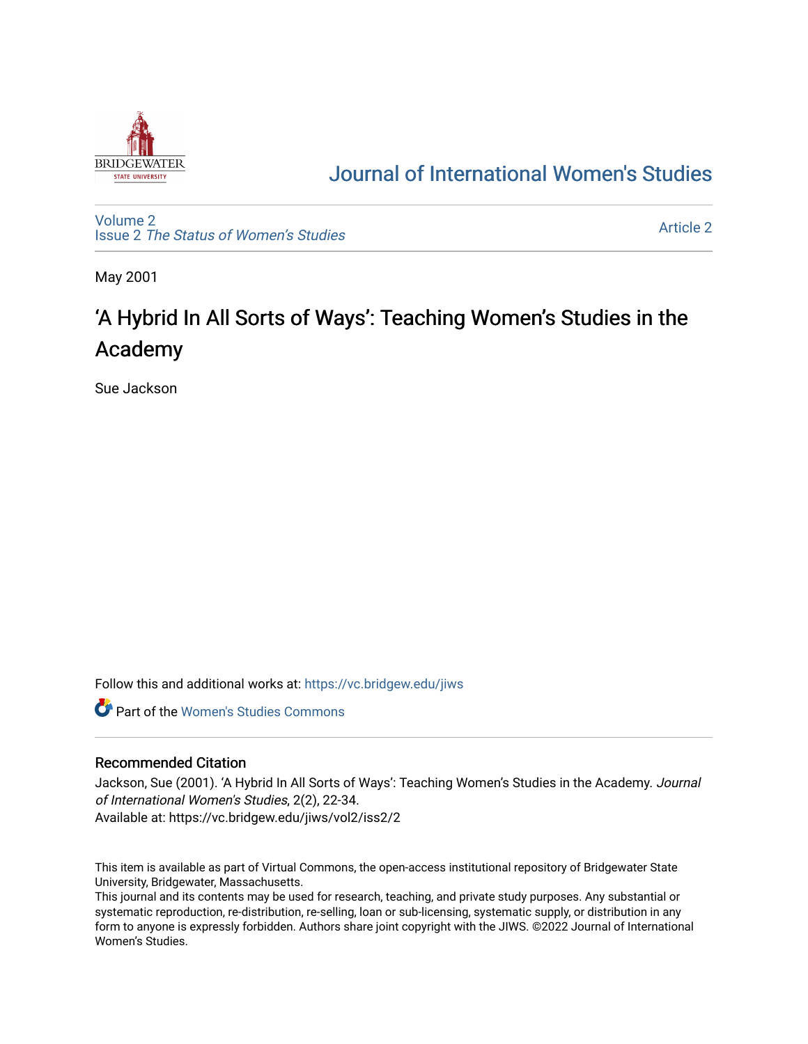Journal of International Women's Studies

Volume 2
Issue 2 *The Status of Women's Studies*

Article 2

May 2001

# 'A Hybrid In All Sorts of Ways': Teaching Women's Studies in the Academy

Sue Jackson

Follow this and additional works at: https://vc.bridgew.edu/jiws

Part of the Women's Studies Commons

## Recommended Citation

Jackson, Sue (2001). 'A Hybrid In All Sorts of Ways': Teaching Women's Studies in the Academy. *Journal of International Women's Studies*, 2(2), 22-34.
Available at: https://vc.bridgew.edu/jiws/vol2/iss2/2

This item is available as part of Virtual Commons, the open-access institutional repository of Bridgewater State University, Bridgewater, Massachusetts.
This journal and its contents may be used for research, teaching, and private study purposes. Any substantial or systematic reproduction, re-distribution, re-selling, loan or sub-licensing, systematic supply, or distribution in any form to anyone is expressly forbidden. Authors share joint copyright with the JIWS. ©2022 Journal of International Women's Studies.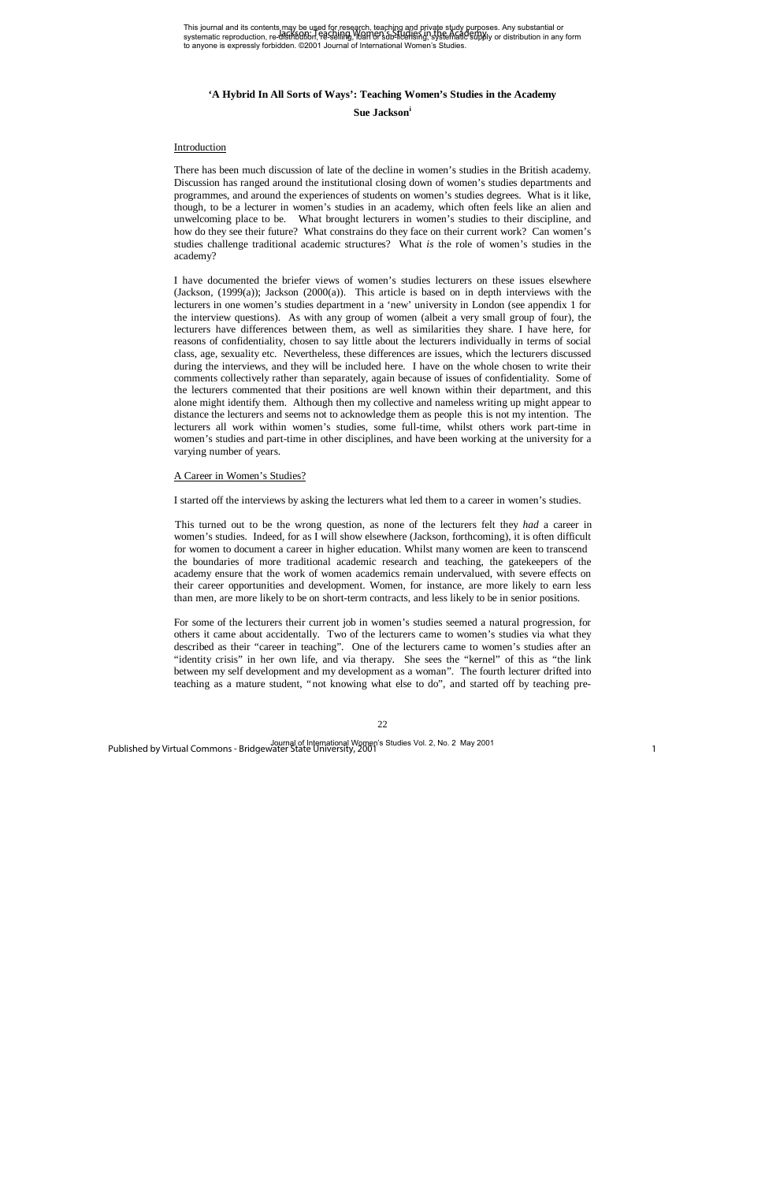# 'A Hybrid In All Sorts of Ways': Teaching Women's Studies in the Academy

**Sue Jackson**[i]

## Introduction

There has been much discussion of late of the decline in women's studies in the British academy. Discussion has ranged around the institutional closing down of women's studies departments and programmes, and around the experiences of students on women's studies degrees. What is it like, though, to be a lecturer in women's studies in an academy, which often feels like an alien and unwelcoming place to be. What brought lecturers in women's studies to their discipline, and how do they see their future? What constrains do they face on their current work? Can women's studies challenge traditional academic structures? What *is* the role of women's studies in the academy?

I have documented the briefer views of women's studies lecturers on these issues elsewhere (Jackson, (1999(a)); Jackson (2000(a)). This article is based on in depth interviews with the lecturers in one women's studies department in a 'new' university in London (see appendix 1 for the interview questions). As with any group of women (albeit a very small group of four), the lecturers have differences between them, as well as similarities they share. I have here, for reasons of confidentiality, chosen to say little about the lecturers individually in terms of social class, age, sexuality etc. Nevertheless, these differences are issues, which the lecturers discussed during the interviews, and they will be included here. I have on the whole chosen to write their comments collectively rather than separately, again because of issues of confidentiality. Some of the lecturers commented that their positions are well known within their department, and this alone might identify them. Although then my collective and nameless writing up might appear to distance the lecturers and seems not to acknowledge them as people this is not my intention. The lecturers all work within women's studies, some full-time, whilst others work part-time in women's studies and part-time in other disciplines, and have been working at the university for a varying number of years.

## A Career in Women's Studies?

I started off the interviews by asking the lecturers what led them to a career in women's studies.

This turned out to be the wrong question, as none of the lecturers felt they *had* a career in women's studies. Indeed, for as I will show elsewhere (Jackson, forthcoming), it is often difficult for women to document a career in higher education. Whilst many women are keen to transcend the boundaries of more traditional academic research and teaching, the gatekeepers of the academy ensure that the work of women academics remain undervalued, with severe effects on their career opportunities and development. Women, for instance, are more likely to earn less than men, are more likely to be on short-term contracts, and less likely to be in senior positions.

For some of the lecturers their current job in women's studies seemed a natural progression, for others it came about accidentally. Two of the lecturers came to women's studies via what they described as their "career in teaching". One of the lecturers came to women's studies after an "identity crisis" in her own life, and via therapy. She sees the "kernel" of this as "the link between my self development and my development as a woman". The fourth lecturer drifted into teaching as a mature student, "not knowing what else to do", and started off by teaching pre-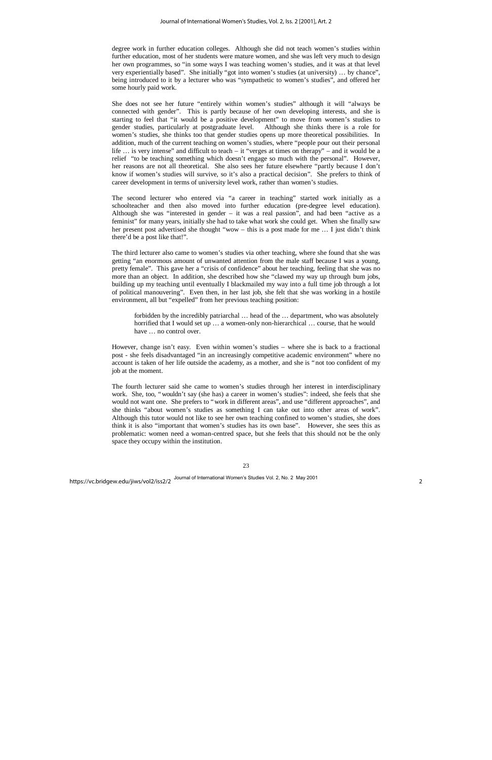degree work in further education colleges. Although she did not teach women's studies within further education, most of her students were mature women, and she was left very much to design her own programmes, so "in some ways I was teaching women's studies, and it was at that level very experientially based". She initially "got into women's studies (at university) … by chance", being introduced to it by a lecturer who was "sympathetic to women's studies", and offered her some hourly paid work.

She does not see her future "entirely within women's studies" although it will "always be connected with gender". This is partly because of her own developing interests, and she is starting to feel that "it would be a positive development" to move from women's studies to gender studies, particularly at postgraduate level. Although she thinks there is a role for women's studies, she thinks too that gender studies opens up more theoretical possibilities. In addition, much of the current teaching on women's studies, where "people pour out their personal life … is very intense" and difficult to teach – it "verges at times on therapy" – and it would be a relief "to be teaching something which doesn't engage so much with the personal". However, her reasons are not all theoretical. She also sees her future elsewhere "partly because I don't know if women's studies will survive, so it's also a practical decision". She prefers to think of career development in terms of university level work, rather than women's studies.

The second lecturer who entered via "a career in teaching" started work initially as a schoolteacher and then also moved into further education (pre-degree level education). Although she was "interested in gender – it was a real passion", and had been "active as a feminist" for many years, initially she had to take what work she could get. When she finally saw her present post advertised she thought "wow – this is a post made for me … I just didn't think there'd be a post like that!".

The third lecturer also came to women's studies via other teaching, where she found that she was getting "an enormous amount of unwanted attention from the male staff because I was a young, pretty female". This gave her a "crisis of confidence" about her teaching, feeling that she was no more than an object. In addition, she described how she "clawed my way up through bum jobs, building up my teaching until eventually I blackmailed my way into a full time job through a lot of political manouvering". Even then, in her last job, she felt that she was working in a hostile environment, all but "expelled" from her previous teaching position:

> forbidden by the incredibly patriarchal … head of the … department, who was absolutely horrified that I would set up … a women-only non-hierarchical … course, that he would have … no control over.

However, change isn't easy. Even within women's studies – where she is back to a fractional post - she feels disadvantaged "in an increasingly competitive academic environment" where no account is taken of her life outside the academy, as a mother, and she is "not too confident of my job at the moment.

The fourth lecturer said she came to women's studies through her interest in interdisciplinary work. She, too, "wouldn't say (she has) a career in women's studies": indeed, she feels that she would not want one. She prefers to "work in different areas", and use "different approaches", and she thinks "about women's studies as something I can take out into other areas of work". Although this tutor would not like to see her own teaching confined to women's studies, she does think it is also "important that women's studies has its own base". However, she sees this as problematic: women need a woman-centred space, but she feels that this should not be the only space they occupy within the institution.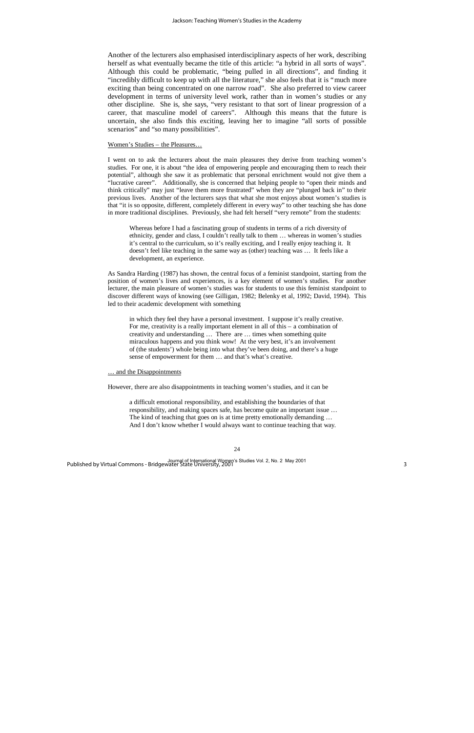Another of the lecturers also emphasised interdisciplinary aspects of her work, describing herself as what eventually became the title of this article: "a hybrid in all sorts of ways". Although this could be problematic, "being pulled in all directions", and finding it "incredibly difficult to keep up with all the literature," she also feels that it is "much more exciting than being concentrated on one narrow road". She also preferred to view career development in terms of university level work, rather than in women's studies or any other discipline. She is, she says, "very resistant to that sort of linear progression of a career, that masculine model of careers". Although this means that the future is uncertain, she also finds this exciting, leaving her to imagine "all sorts of possible scenarios" and "so many possibilities".

<u>Women's Studies – the Pleasures…</u>

I went on to ask the lecturers about the main pleasures they derive from teaching women's studies. For one, it is about "the idea of empowering people and encouraging them to reach their potential", although she saw it as problematic that personal enrichment would not give them a "lucrative career". Additionally, she is concerned that helping people to "open their minds and think critically" may just "leave them more frustrated" when they are "plunged back in" to their previous lives. Another of the lecturers says that what she most enjoys about women's studies is that "it is so opposite, different, completely different in every way" to other teaching she has done in more traditional disciplines. Previously, she had felt herself "very remote" from the students:

> Whereas before I had a fascinating group of students in terms of a rich diversity of ethnicity, gender and class, I couldn't really talk to them … whereas in women's studies it's central to the curriculum, so it's really exciting, and I really enjoy teaching it. It doesn't feel like teaching in the same way as (other) teaching was … It feels like a development, an experience.

As Sandra Harding (1987) has shown, the central focus of a feminist standpoint, starting from the position of women's lives and experiences, is a key element of women's studies. For another lecturer, the main pleasure of women's studies was for students to use this feminist standpoint to discover different ways of knowing (see Gilligan, 1982; Belenky et al, 1992; David, 1994). This led to their academic development with something

> in which they feel they have a personal investment. I suppose it's really creative. For me, creativity is a really important element in all of this – a combination of creativity and understanding … There are … times when something quite miraculous happens and you think wow! At the very best, it's an involvement of (the students') whole being into what they've been doing, and there's a huge sense of empowerment for them … and that's what's creative.

<u>… and the Disappointments</u>

However, there are also disappointments in teaching women's studies, and it can be

> a difficult emotional responsibility, and establishing the boundaries of that responsibility, and making spaces safe, has become quite an important issue … The kind of teaching that goes on is at time pretty emotionally demanding … And I don't know whether I would always want to continue teaching that way.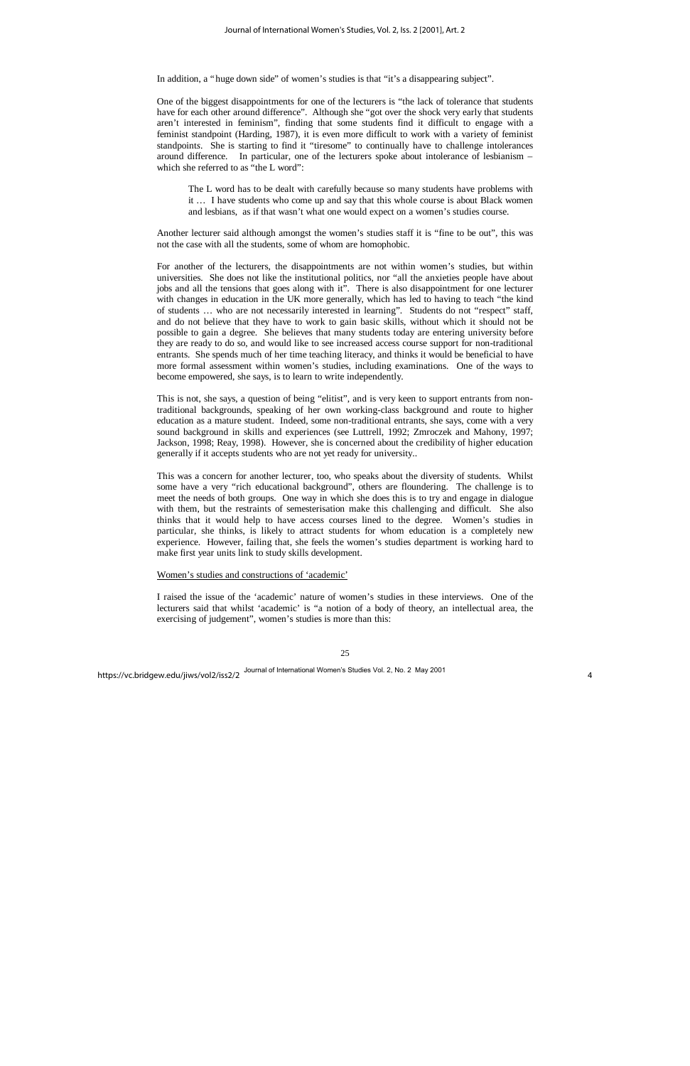In addition, a "huge down side" of women's studies is that "it's a disappearing subject".

One of the biggest disappointments for one of the lecturers is "the lack of tolerance that students have for each other around difference". Although she "got over the shock very early that students aren't interested in feminism", finding that some students find it difficult to engage with a feminist standpoint (Harding, 1987), it is even more difficult to work with a variety of feminist standpoints. She is starting to find it "tiresome" to continually have to challenge intolerances around difference. In particular, one of the lecturers spoke about intolerance of lesbianism – which she referred to as "the L word":

> The L word has to be dealt with carefully because so many students have problems with it … I have students who come up and say that this whole course is about Black women and lesbians, as if that wasn't what one would expect on a women's studies course.

Another lecturer said although amongst the women's studies staff it is "fine to be out", this was not the case with all the students, some of whom are homophobic.

For another of the lecturers, the disappointments are not within women's studies, but within universities. She does not like the institutional politics, nor "all the anxieties people have about jobs and all the tensions that goes along with it". There is also disappointment for one lecturer with changes in education in the UK more generally, which has led to having to teach "the kind of students … who are not necessarily interested in learning". Students do not "respect" staff, and do not believe that they have to work to gain basic skills, without which it should not be possible to gain a degree. She believes that many students today are entering university before they are ready to do so, and would like to see increased access course support for non-traditional entrants. She spends much of her time teaching literacy, and thinks it would be beneficial to have more formal assessment within women's studies, including examinations. One of the ways to become empowered, she says, is to learn to write independently.

This is not, she says, a question of being "elitist", and is very keen to support entrants from non-traditional backgrounds, speaking of her own working-class background and route to higher education as a mature student. Indeed, some non-traditional entrants, she says, come with a very sound background in skills and experiences (see Luttrell, 1992; Zmroczek and Mahony, 1997; Jackson, 1998; Reay, 1998). However, she is concerned about the credibility of higher education generally if it accepts students who are not yet ready for university..

This was a concern for another lecturer, too, who speaks about the diversity of students. Whilst some have a very "rich educational background", others are floundering. The challenge is to meet the needs of both groups. One way in which she does this is to try and engage in dialogue with them, but the restraints of semesterisation make this challenging and difficult. She also thinks that it would help to have access courses lined to the degree. Women's studies in particular, she thinks, is likely to attract students for whom education is a completely new experience. However, failing that, she feels the women's studies department is working hard to make first year units link to study skills development.

<u>Women's studies and constructions of 'academic'</u>

I raised the issue of the 'academic' nature of women's studies in these interviews. One of the lecturers said that whilst 'academic' is "a notion of a body of theory, an intellectual area, the exercising of judgement", women's studies is more than this: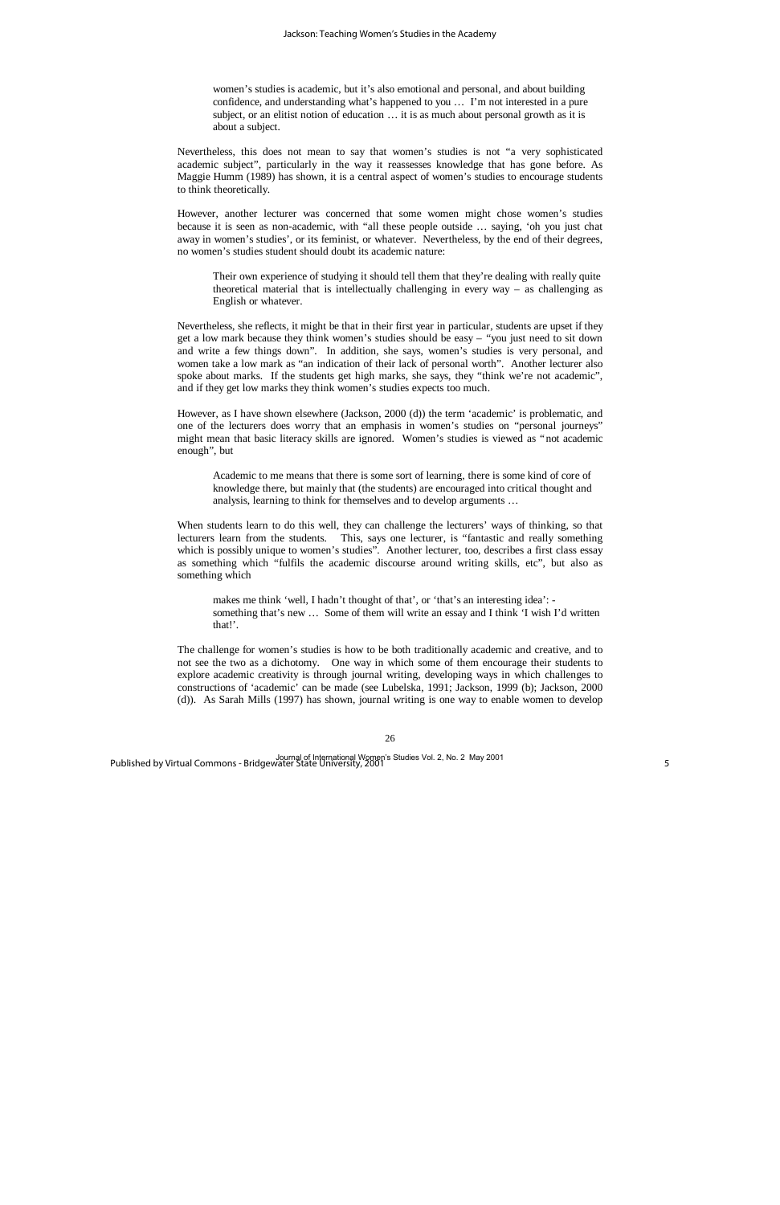> women's studies is academic, but it's also emotional and personal, and about building confidence, and understanding what's happened to you … I'm not interested in a pure subject, or an elitist notion of education … it is as much about personal growth as it is about a subject.

Nevertheless, this does not mean to say that women's studies is not "a very sophisticated academic subject", particularly in the way it reassesses knowledge that has gone before. As Maggie Humm (1989) has shown, it is a central aspect of women's studies to encourage students to think theoretically.

However, another lecturer was concerned that some women might chose women's studies because it is seen as non-academic, with "all these people outside … saying, 'oh you just chat away in women's studies', or its feminist, or whatever. Nevertheless, by the end of their degrees, no women's studies student should doubt its academic nature:

> Their own experience of studying it should tell them that they're dealing with really quite theoretical material that is intellectually challenging in every way – as challenging as English or whatever.

Nevertheless, she reflects, it might be that in their first year in particular, students are upset if they get a low mark because they think women's studies should be easy – "you just need to sit down and write a few things down". In addition, she says, women's studies is very personal, and women take a low mark as "an indication of their lack of personal worth". Another lecturer also spoke about marks. If the students get high marks, she says, they "think we're not academic", and if they get low marks they think women's studies expects too much.

However, as I have shown elsewhere (Jackson, 2000 (d)) the term 'academic' is problematic, and one of the lecturers does worry that an emphasis in women's studies on "personal journeys" might mean that basic literacy skills are ignored. Women's studies is viewed as "not academic enough", but

> Academic to me means that there is some sort of learning, there is some kind of core of knowledge there, but mainly that (the students) are encouraged into critical thought and analysis, learning to think for themselves and to develop arguments …

When students learn to do this well, they can challenge the lecturers' ways of thinking, so that lecturers learn from the students. This, says one lecturer, is "fantastic and really something which is possibly unique to women's studies". Another lecturer, too, describes a first class essay as something which "fulfils the academic discourse around writing skills, etc", but also as something which

> makes me think 'well, I hadn't thought of that', or 'that's an interesting idea': - something that's new … Some of them will write an essay and I think 'I wish I'd written that!'.

The challenge for women's studies is how to be both traditionally academic and creative, and to not see the two as a dichotomy. One way in which some of them encourage their students to explore academic creativity is through journal writing, developing ways in which challenges to constructions of 'academic' can be made (see Lubelska, 1991; Jackson, 1999 (b); Jackson, 2000 (d)). As Sarah Mills (1997) has shown, journal writing is one way to enable women to develop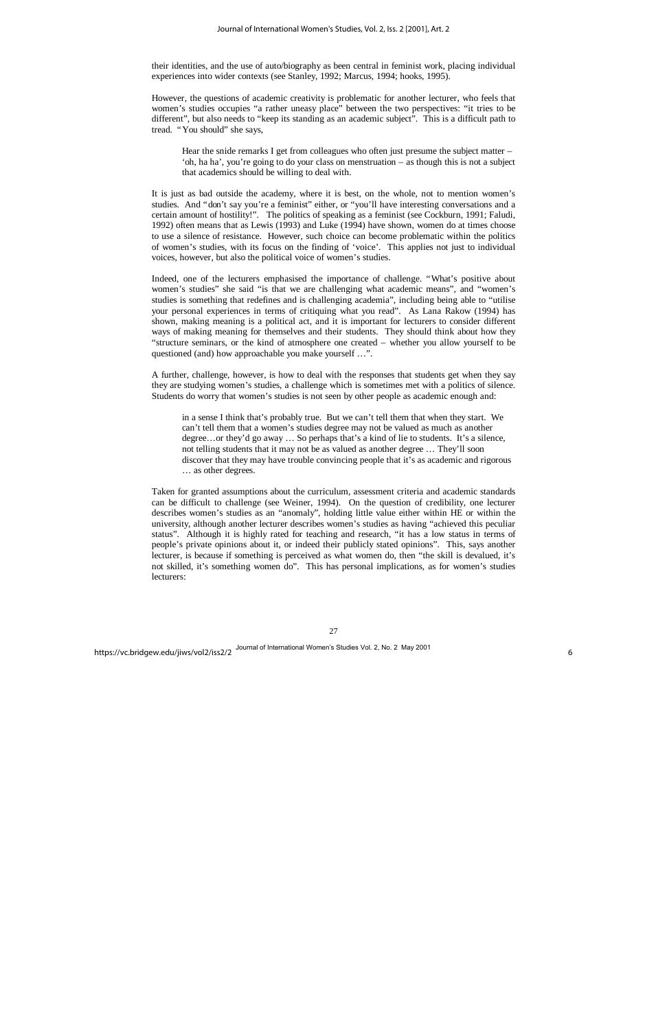their identities, and the use of auto/biography as been central in feminist work, placing individual experiences into wider contexts (see Stanley, 1992; Marcus, 1994; hooks, 1995).

However, the questions of academic creativity is problematic for another lecturer, who feels that women's studies occupies "a rather uneasy place" between the two perspectives: "it tries to be different", but also needs to "keep its standing as an academic subject". This is a difficult path to tread. "You should" she says,

> Hear the snide remarks I get from colleagues who often just presume the subject matter – 'oh, ha ha', you're going to do your class on menstruation – as though this is not a subject that academics should be willing to deal with.

It is just as bad outside the academy, where it is best, on the whole, not to mention women's studies. And "don't say you're a feminist" either, or "you'll have interesting conversations and a certain amount of hostility!". The politics of speaking as a feminist (see Cockburn, 1991; Faludi, 1992) often means that as Lewis (1993) and Luke (1994) have shown, women do at times choose to use a silence of resistance. However, such choice can become problematic within the politics of women's studies, with its focus on the finding of 'voice'. This applies not just to individual voices, however, but also the political voice of women's studies.

Indeed, one of the lecturers emphasised the importance of challenge. "What's positive about women's studies" she said "is that we are challenging what academic means", and "women's studies is something that redefines and is challenging academia", including being able to "utilise your personal experiences in terms of critiquing what you read". As Lana Rakow (1994) has shown, making meaning is a political act, and it is important for lecturers to consider different ways of making meaning for themselves and their students. They should think about how they "structure seminars, or the kind of atmosphere one created – whether you allow yourself to be questioned (and) how approachable you make yourself …".

A further, challenge, however, is how to deal with the responses that students get when they say they are studying women's studies, a challenge which is sometimes met with a politics of silence. Students do worry that women's studies is not seen by other people as academic enough and:

> in a sense I think that's probably true. But we can't tell them that when they start. We can't tell them that a women's studies degree may not be valued as much as another degree…or they'd go away … So perhaps that's a kind of lie to students. It's a silence, not telling students that it may not be as valued as another degree … They'll soon discover that they may have trouble convincing people that it's as academic and rigorous … as other degrees.

Taken for granted assumptions about the curriculum, assessment criteria and academic standards can be difficult to challenge (see Weiner, 1994). On the question of credibility, one lecturer describes women's studies as an "anomaly", holding little value either within HE or within the university, although another lecturer describes women's studies as having "achieved this peculiar status". Although it is highly rated for teaching and research, "it has a low status in terms of people's private opinions about it, or indeed their publicly stated opinions". This, says another lecturer, is because if something is perceived as what women do, then "the skill is devalued, it's not skilled, it's something women do". This has personal implications, as for women's studies lecturers: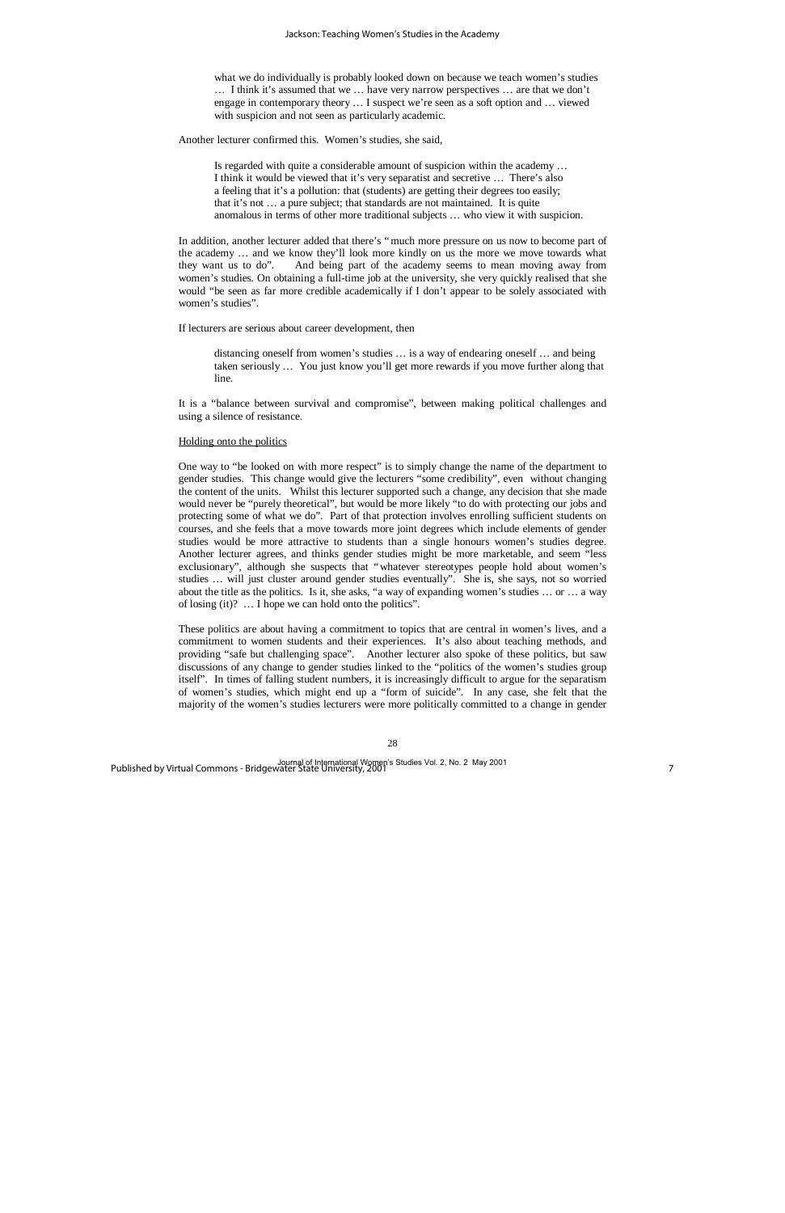> what we do individually is probably looked down on because we teach women's studies … I think it's assumed that we … have very narrow perspectives … are that we don't engage in contemporary theory … I suspect we're seen as a soft option and … viewed with suspicion and not seen as particularly academic.

Another lecturer confirmed this. Women's studies, she said,

> Is regarded with quite a considerable amount of suspicion within the academy … I think it would be viewed that it's very separatist and secretive … There's also a feeling that it's a pollution: that (students) are getting their degrees too easily; that it's not … a pure subject; that standards are not maintained. It is quite anomalous in terms of other more traditional subjects … who view it with suspicion.

In addition, another lecturer added that there's "much more pressure on us now to become part of the academy … and we know they'll look more kindly on us the more we move towards what they want us to do". And being part of the academy seems to mean moving away from women's studies. On obtaining a full-time job at the university, she very quickly realised that she would "be seen as far more credible academically if I don't appear to be solely associated with women's studies".

If lecturers are serious about career development, then

> distancing oneself from women's studies … is a way of endearing oneself … and being taken seriously … You just know you'll get more rewards if you move further along that line.

It is a "balance between survival and compromise", between making political challenges and using a silence of resistance.

<u>Holding onto the politics</u>

One way to "be looked on with more respect" is to simply change the name of the department to gender studies. This change would give the lecturers "some credibility", even without changing the content of the units. Whilst this lecturer supported such a change, any decision that she made would never be "purely theoretical", but would be more likely "to do with protecting our jobs and protecting some of what we do". Part of that protection involves enrolling sufficient students on courses, and she feels that a move towards more joint degrees which include elements of gender studies would be more attractive to students than a single honours women's studies degree. Another lecturer agrees, and thinks gender studies might be more marketable, and seem "less exclusionary", although she suspects that "whatever stereotypes people hold about women's studies … will just cluster around gender studies eventually". She is, she says, not so worried about the title as the politics. Is it, she asks, "a way of expanding women's studies … or … a way of losing (it)? … I hope we can hold onto the politics".

These politics are about having a commitment to topics that are central in women's lives, and a commitment to women students and their experiences. It's also about teaching methods, and providing "safe but challenging space". Another lecturer also spoke of these politics, but saw discussions of any change to gender studies linked to the "politics of the women's studies group itself". In times of falling student numbers, it is increasingly difficult to argue for the separatism of women's studies, which might end up a "form of suicide". In any case, she felt that the majority of the women's studies lecturers were more politically committed to a change in gender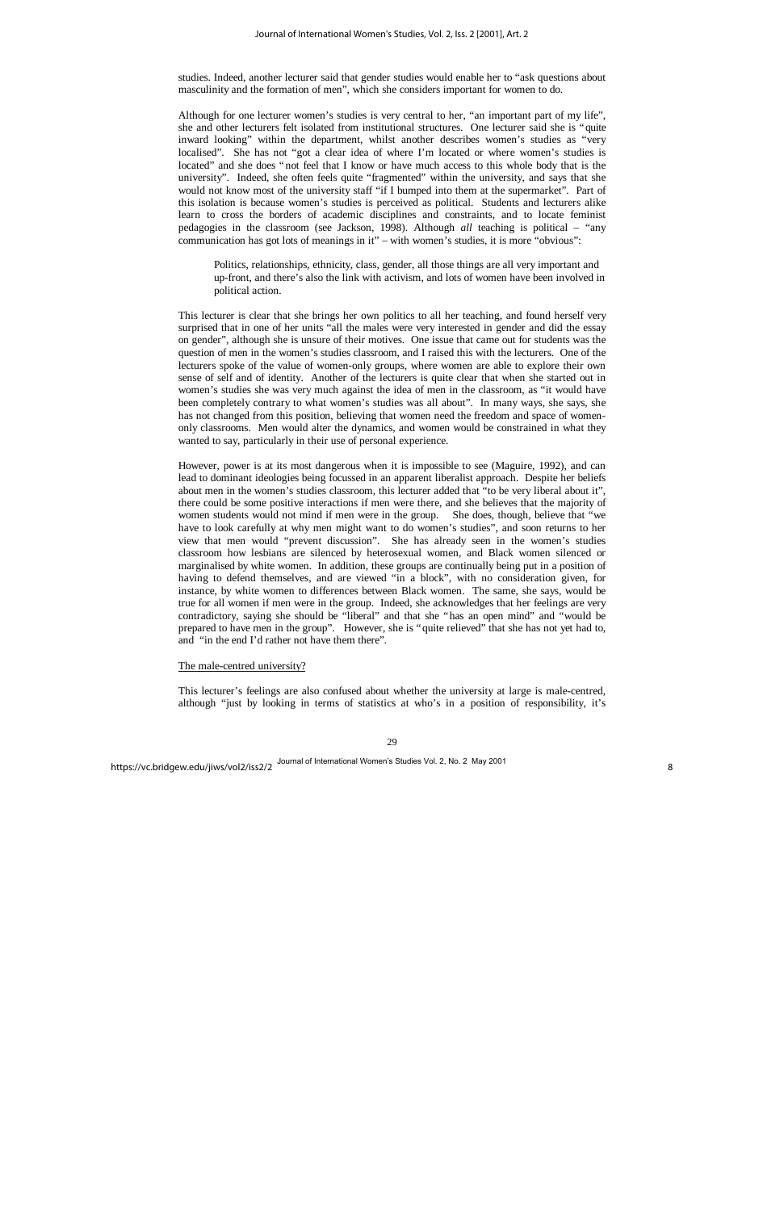studies. Indeed, another lecturer said that gender studies would enable her to "ask questions about masculinity and the formation of men", which she considers important for women to do.

Although for one lecturer women's studies is very central to her, "an important part of my life", she and other lecturers felt isolated from institutional structures. One lecturer said she is "quite inward looking" within the department, whilst another describes women's studies as "very localised". She has not "got a clear idea of where I'm located or where women's studies is located" and she does "not feel that I know or have much access to this whole body that is the university". Indeed, she often feels quite "fragmented" within the university, and says that she would not know most of the university staff "if I bumped into them at the supermarket". Part of this isolation is because women's studies is perceived as political. Students and lecturers alike learn to cross the borders of academic disciplines and constraints, and to locate feminist pedagogies in the classroom (see Jackson, 1998). Although *all* teaching is political – "any communication has got lots of meanings in it" – with women's studies, it is more "obvious":

> Politics, relationships, ethnicity, class, gender, all those things are all very important and up-front, and there's also the link with activism, and lots of women have been involved in political action.

This lecturer is clear that she brings her own politics to all her teaching, and found herself very surprised that in one of her units "all the males were very interested in gender and did the essay on gender", although she is unsure of their motives. One issue that came out for students was the question of men in the women's studies classroom, and I raised this with the lecturers. One of the lecturers spoke of the value of women-only groups, where women are able to explore their own sense of self and of identity. Another of the lecturers is quite clear that when she started out in women's studies she was very much against the idea of men in the classroom, as "it would have been completely contrary to what women's studies was all about". In many ways, she says, she has not changed from this position, believing that women need the freedom and space of women-only classrooms. Men would alter the dynamics, and women would be constrained in what they wanted to say, particularly in their use of personal experience.

However, power is at its most dangerous when it is impossible to see (Maguire, 1992), and can lead to dominant ideologies being focussed in an apparent liberalist approach. Despite her beliefs about men in the women's studies classroom, this lecturer added that "to be very liberal about it", there could be some positive interactions if men were there, and she believes that the majority of women students would not mind if men were in the group. She does, though, believe that "we have to look carefully at why men might want to do women's studies", and soon returns to her view that men would "prevent discussion". She has already seen in the women's studies classroom how lesbians are silenced by heterosexual women, and Black women silenced or marginalised by white women. In addition, these groups are continually being put in a position of having to defend themselves, and are viewed "in a block", with no consideration given, for instance, by white women to differences between Black women. The same, she says, would be true for all women if men were in the group. Indeed, she acknowledges that her feelings are very contradictory, saying she should be "liberal" and that she "has an open mind" and "would be prepared to have men in the group". However, she is "quite relieved" that she has not yet had to, and "in the end I'd rather not have them there".

## The male-centred university?

This lecturer's feelings are also confused about whether the university at large is male-centred, although "just by looking in terms of statistics at who's in a position of responsibility, it's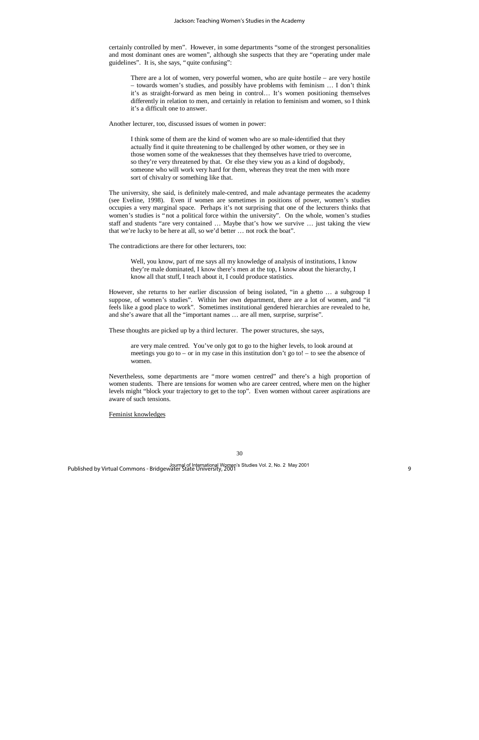certainly controlled by men". However, in some departments "some of the strongest personalities and most dominant ones are women", although she suspects that they are "operating under male guidelines". It is, she says, "quite confusing":

> There are a lot of women, very powerful women, who are quite hostile – are very hostile – towards women's studies, and possibly have problems with feminism … I don't think it's as straight-forward as men being in control… It's women positioning themselves differently in relation to men, and certainly in relation to feminism and women, so I think it's a difficult one to answer.

Another lecturer, too, discussed issues of women in power:

> I think some of them are the kind of women who are so male-identified that they actually find it quite threatening to be challenged by other women, or they see in those women some of the weaknesses that they themselves have tried to overcome, so they're very threatened by that. Or else they view you as a kind of dogsbody, someone who will work very hard for them, whereas they treat the men with more sort of chivalry or something like that.

The university, she said, is definitely male-centred, and male advantage permeates the academy (see Eveline, 1998). Even if women are sometimes in positions of power, women's studies occupies a very marginal space. Perhaps it's not surprising that one of the lecturers thinks that women's studies is "not a political force within the university". On the whole, women's studies staff and students "are very contained … Maybe that's how we survive … just taking the view that we're lucky to be here at all, so we'd better … not rock the boat".

The contradictions are there for other lecturers, too:

> Well, you know, part of me says all my knowledge of analysis of institutions, I know they're male dominated, I know there's men at the top, I know about the hierarchy, I know all that stuff, I teach about it, I could produce statistics.

However, she returns to her earlier discussion of being isolated, "in a ghetto … a subgroup I suppose, of women's studies". Within her own department, there are a lot of women, and "it feels like a good place to work". Sometimes institutional gendered hierarchies are revealed to he, and she's aware that all the "important names … are all men, surprise, surprise".

These thoughts are picked up by a third lecturer. The power structures, she says,

> are very male centred. You've only got to go to the higher levels, to look around at meetings you go to – or in my case in this institution don't go to! – to see the absence of women.

Nevertheless, some departments are "more women centred" and there's a high proportion of women students. There are tensions for women who are career centred, where men on the higher levels might "block your trajectory to get to the top". Even women without career aspirations are aware of such tensions.

## Feminist knowledges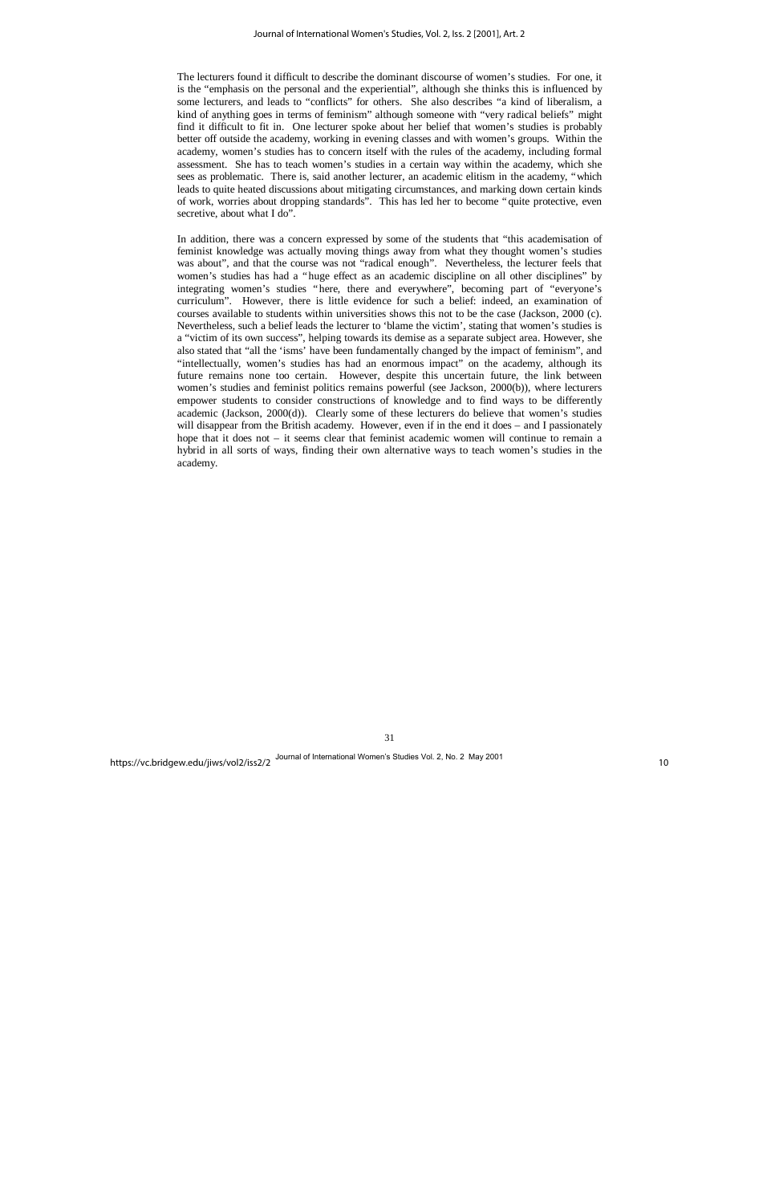The lecturers found it difficult to describe the dominant discourse of women's studies. For one, it is the "emphasis on the personal and the experiential", although she thinks this is influenced by some lecturers, and leads to "conflicts" for others. She also describes "a kind of liberalism, a kind of anything goes in terms of feminism" although someone with "very radical beliefs" might find it difficult to fit in. One lecturer spoke about her belief that women's studies is probably better off outside the academy, working in evening classes and with women's groups. Within the academy, women's studies has to concern itself with the rules of the academy, including formal assessment. She has to teach women's studies in a certain way within the academy, which she sees as problematic. There is, said another lecturer, an academic elitism in the academy, "which leads to quite heated discussions about mitigating circumstances, and marking down certain kinds of work, worries about dropping standards". This has led her to become "quite protective, even secretive, about what I do".

In addition, there was a concern expressed by some of the students that "this academisation of feminist knowledge was actually moving things away from what they thought women's studies was about", and that the course was not "radical enough". Nevertheless, the lecturer feels that women's studies has had a "huge effect as an academic discipline on all other disciplines" by integrating women's studies "here, there and everywhere", becoming part of "everyone's curriculum". However, there is little evidence for such a belief: indeed, an examination of courses available to students within universities shows this not to be the case (Jackson, 2000 (c). Nevertheless, such a belief leads the lecturer to 'blame the victim', stating that women's studies is a "victim of its own success", helping towards its demise as a separate subject area. However, she also stated that "all the 'isms' have been fundamentally changed by the impact of feminism", and "intellectually, women's studies has had an enormous impact" on the academy, although its future remains none too certain. However, despite this uncertain future, the link between women's studies and feminist politics remains powerful (see Jackson, 2000(b)), where lecturers empower students to consider constructions of knowledge and to find ways to be differently academic (Jackson, 2000(d)). Clearly some of these lecturers do believe that women's studies will disappear from the British academy. However, even if in the end it does – and I passionately hope that it does not – it seems clear that feminist academic women will continue to remain a hybrid in all sorts of ways, finding their own alternative ways to teach women's studies in the academy.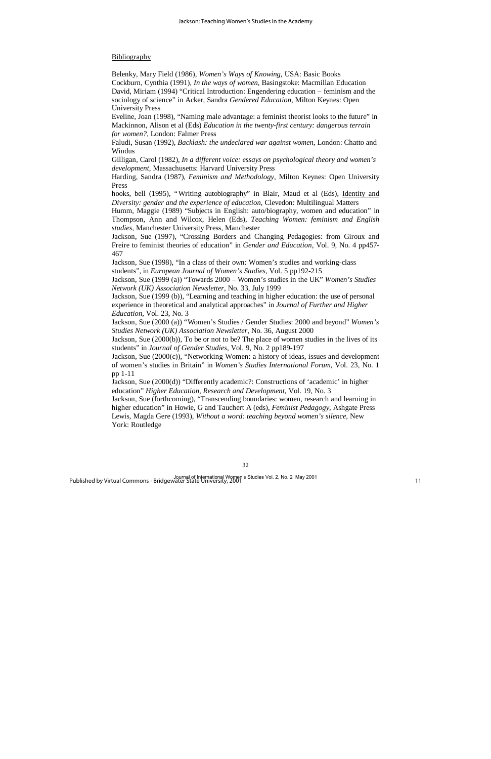Bibliography

Belenky, Mary Field (1986), *Women's Ways of Knowing*, USA: Basic Books

Cockburn, Cynthia (1991), *In the ways of women*, Basingstoke: Macmillan Education

David, Miriam (1994) "Critical Introduction: Engendering education – feminism and the sociology of science" in Acker, Sandra *Gendered Education*, Milton Keynes: Open University Press

Eveline, Joan (1998), "Naming male advantage: a feminist theorist looks to the future" in Mackinnon, Alison et al (Eds) *Education in the twenty-first century: dangerous terrain for women?*, London: Falmer Press

Faludi, Susan (1992), *Backlash: the undeclared war against women*, London: Chatto and Windus

Gilligan, Carol (1982), *In a different voice: essays on psychological theory and women's development*, Massachusetts: Harvard University Press

Harding, Sandra (1987), *Feminism and Methodology*, Milton Keynes: Open University Press

hooks, bell (1995), "Writing autobiography" in Blair, Maud et al (Eds), Identity and *Diversity: gender and the experience of education*, Clevedon: Multilingual Matters

Humm, Maggie (1989) "Subjects in English: auto/biography, women and education" in Thompson, Ann and Wilcox, Helen (Eds), *Teaching Women: feminism and English studies*, Manchester University Press, Manchester

Jackson, Sue (1997), "Crossing Borders and Changing Pedagogies: from Giroux and Freire to feminist theories of education" in *Gender and Education*, Vol. 9, No. 4 pp457-467

Jackson, Sue (1998), "In a class of their own: Women's studies and working-class students", in *European Journal of Women's Studies*, Vol. 5 pp192-215

Jackson, Sue (1999 (a)) "Towards 2000 – Women's studies in the UK" *Women's Studies Network (UK) Association Newsletter*, No. 33, July 1999

Jackson, Sue (1999 (b)), "Learning and teaching in higher education: the use of personal experience in theoretical and analytical approaches" in *Journal of Further and Higher Education*, Vol. 23, No. 3

Jackson, Sue (2000 (a)) "Women's Studies / Gender Studies: 2000 and beyond" *Women's Studies Network (UK) Association Newsletter*, No. 36, August 2000

Jackson, Sue (2000(b)), To be or not to be? The place of women studies in the lives of its students" in *Journal of Gender Studies*, Vol. 9, No. 2 pp189-197

Jackson, Sue (2000(c)), "Networking Women: a history of ideas, issues and development of women's studies in Britain" in *Women's Studies International Forum*, Vol. 23, No. 1 pp 1-11

Jackson, Sue (2000(d)) "Differently academic?: Constructions of 'academic' in higher education" *Higher Education, Research and Development*, Vol. 19, No. 3

Jackson, Sue (forthcoming), "Transcending boundaries: women, research and learning in higher education" in Howie, G and Tauchert A (eds), *Feminist Pedagogy*, Ashgate Press

Lewis, Magda Gere (1993), *Without a word: teaching beyond women's silence*, New York: Routledge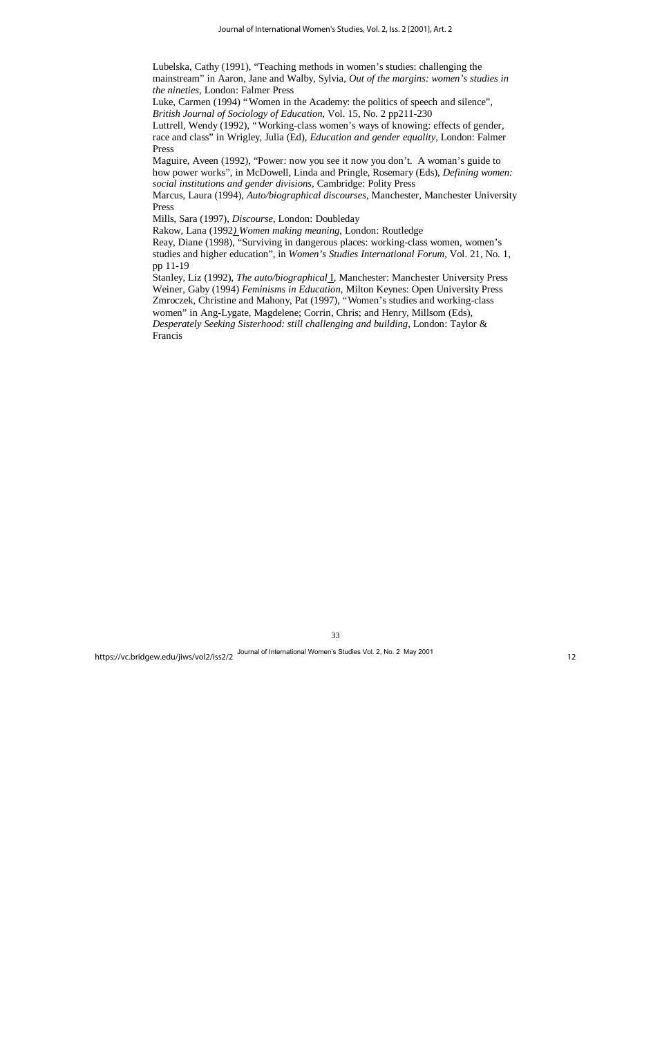Lubelska, Cathy (1991), "Teaching methods in women's studies: challenging the mainstream" in Aaron, Jane and Walby, Sylvia, *Out of the margins: women's studies in the nineties*, London: Falmer Press

Luke, Carmen (1994) "Women in the Academy: the politics of speech and silence", *British Journal of Sociology of Education*, Vol. 15, No. 2 pp211-230

Luttrell, Wendy (1992), "Working-class women's ways of knowing: effects of gender, race and class" in Wrigley, Julia (Ed), *Education and gender equality*, London: Falmer Press

Maguire, Aveen (1992), "Power: now you see it now you don't. A woman's guide to how power works", in McDowell, Linda and Pringle, Rosemary (Eds), *Defining women: social institutions and gender divisions*, Cambridge: Polity Press

Marcus, Laura (1994), *Auto/biographical discourses*, Manchester, Manchester University Press

Mills, Sara (1997), *Discourse*, London: Doubleday

Rakow, Lana (1992) *Women making meaning*, London: Routledge

Reay, Diane (1998), "Surviving in dangerous places: working-class women, women's studies and higher education", in *Women's Studies International Forum*, Vol. 21, No. 1, pp 11-19

Stanley, Liz (1992), *The auto/biographical I*, Manchester: Manchester University Press

Weiner, Gaby (1994) *Feminisms in Education*, Milton Keynes: Open University Press

Zmroczek, Christine and Mahony, Pat (1997), "Women's studies and working-class women" in Ang-Lygate, Magdelene; Corrin, Chris; and Henry, Millsom (Eds), *Desperately Seeking Sisterhood: still challenging and building*, London: Taylor & Francis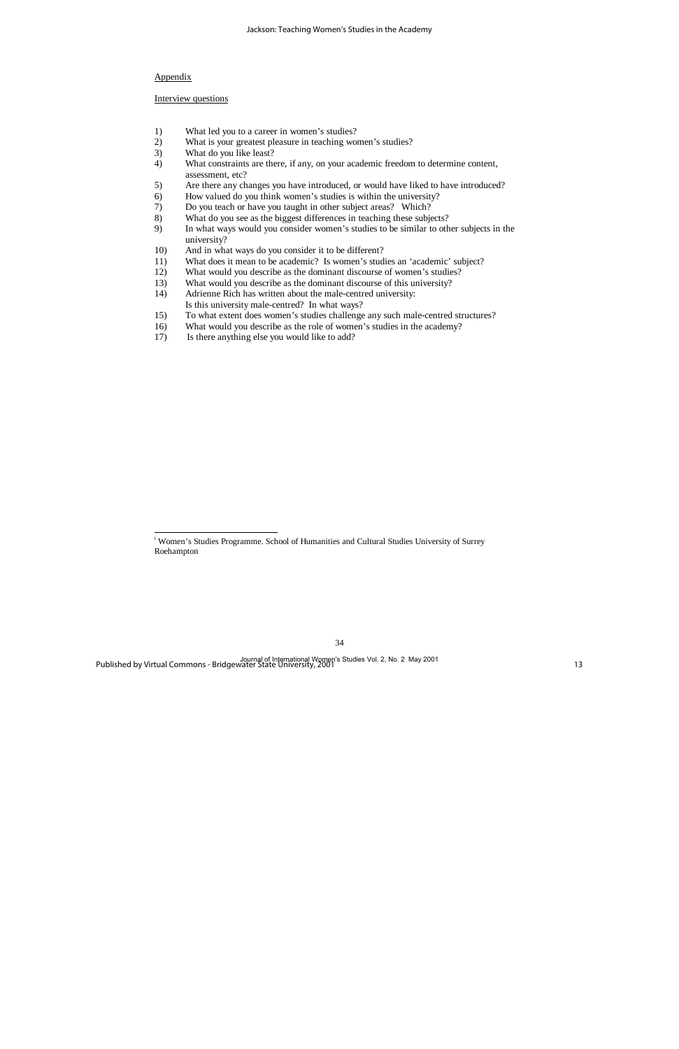## Appendix

### Interview questions

1) What led you to a career in women's studies?
2) What is your greatest pleasure in teaching women's studies?
3) What do you like least?
4) What constraints are there, if any, on your academic freedom to determine content, assessment, etc?
5) Are there any changes you have introduced, or would have liked to have introduced?
6) How valued do you think women's studies is within the university?
7) Do you teach or have you taught in other subject areas? Which?
8) What do you see as the biggest differences in teaching these subjects?
9) In what ways would you consider women's studies to be similar to other subjects in the university?
10) And in what ways do you consider it to be different?
11) What does it mean to be academic? Is women's studies an 'academic' subject?
12) What would you describe as the dominant discourse of women's studies?
13) What would you describe as the dominant discourse of this university?
14) Adrienne Rich has written about the male-centred university: Is this university male-centred? In what ways?
15) To what extent does women's studies challenge any such male-centred structures?
16) What would you describe as the role of women's studies in the academy?
17) Is there anything else you would like to add?

---

[i] Women's Studies Programme. School of Humanities and Cultural Studies University of Surrey Roehampton